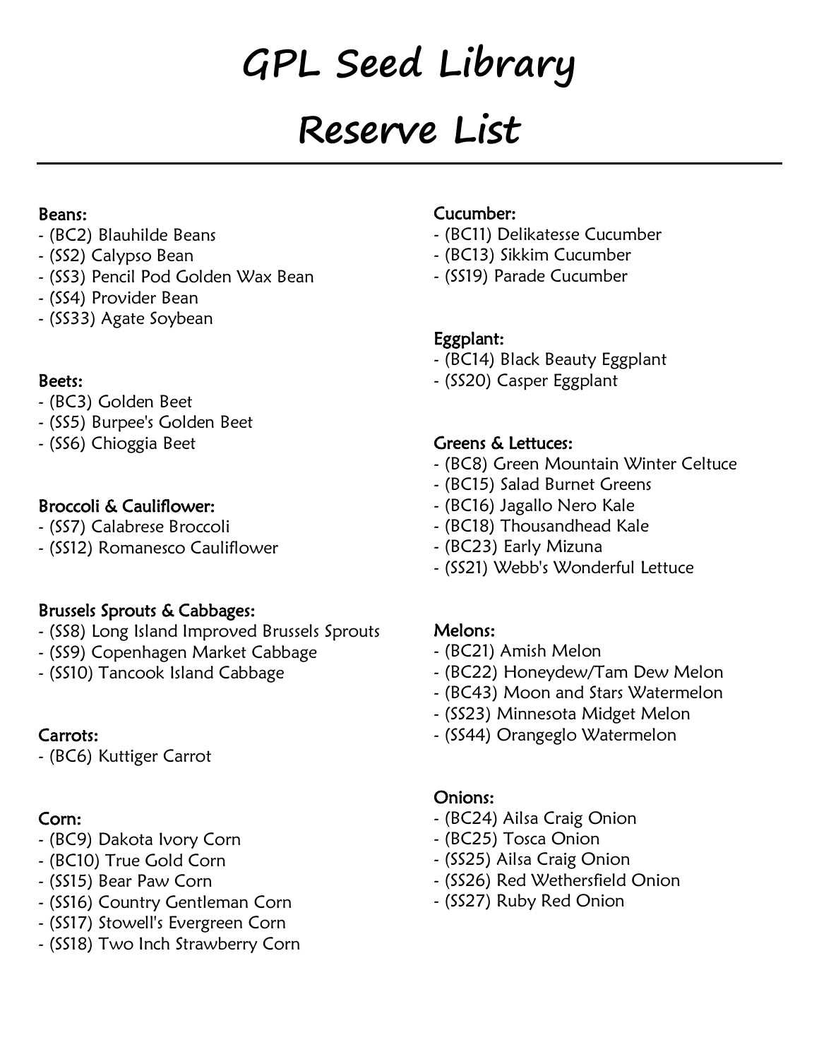# GPL Seed Library

# Reserve List

Beans:
- (BC2) Blauhilde Beans
- (SS2) Calypso Bean
- (SS3) Pencil Pod Golden Wax Bean
- (SS4) Provider Bean
- (SS33) Agate Soybean

Beets:
- (BC3) Golden Beet
- (SS5) Burpee's Golden Beet
- (SS6) Chioggia Beet

Broccoli & Cauliflower:
- (SS7) Calabrese Broccoli
- (SS12) Romanesco Cauliflower

Brussels Sprouts & Cabbages:
- (SS8) Long Island Improved Brussels Sprouts
- (SS9) Copenhagen Market Cabbage
- (SS10) Tancook Island Cabbage

Carrots:
- (BC6) Kuttiger Carrot

Corn:
- (BC9) Dakota Ivory Corn
- (BC10) True Gold Corn
- (SS15) Bear Paw Corn
- (SS16) Country Gentleman Corn
- (SS17) Stowell's Evergreen Corn
- (SS18) Two Inch Strawberry Corn

Cucumber:
- (BC11) Delikatesse Cucumber
- (BC13) Sikkim Cucumber
- (SS19) Parade Cucumber

Eggplant:
- (BC14) Black Beauty Eggplant
- (SS20) Casper Eggplant

Greens & Lettuces:
- (BC8) Green Mountain Winter Celtuce
- (BC15) Salad Burnet Greens
- (BC16) Jagallo Nero Kale
- (BC18) Thousandhead Kale
- (BC23) Early Mizuna
- (SS21) Webb's Wonderful Lettuce

Melons:
- (BC21) Amish Melon
- (BC22) Honeydew/Tam Dew Melon
- (BC43) Moon and Stars Watermelon
- (SS23) Minnesota Midget Melon
- (SS44) Orangeglo Watermelon

Onions:
- (BC24) Ailsa Craig Onion
- (BC25) Tosca Onion
- (SS25) Ailsa Craig Onion
- (SS26) Red Wethersfield Onion
- (SS27) Ruby Red Onion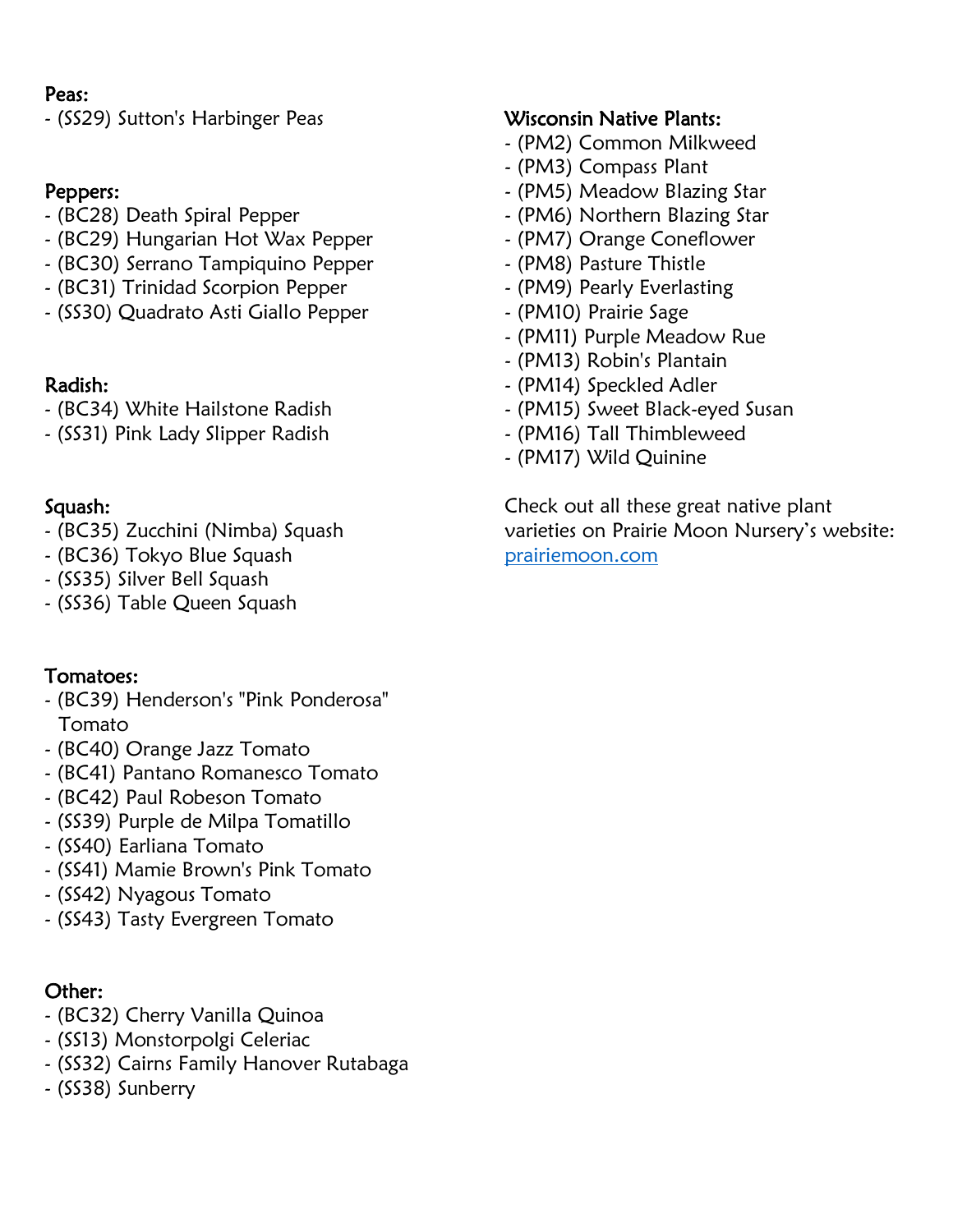Peas:
- (SS29) Sutton's Harbinger Peas

Peppers:
- (BC28) Death Spiral Pepper
- (BC29) Hungarian Hot Wax Pepper
- (BC30) Serrano Tampiquino Pepper
- (BC31) Trinidad Scorpion Pepper
- (SS30) Quadrato Asti Giallo Pepper

Radish:
- (BC34) White Hailstone Radish
- (SS31) Pink Lady Slipper Radish

Squash:
- (BC35) Zucchini (Nimba) Squash
- (BC36) Tokyo Blue Squash
- (SS35) Silver Bell Squash
- (SS36) Table Queen Squash

Tomatoes:
- (BC39) Henderson's "Pink Ponderosa" Tomato
- (BC40) Orange Jazz Tomato
- (BC41) Pantano Romanesco Tomato
- (BC42) Paul Robeson Tomato
- (SS39) Purple de Milpa Tomatillo
- (SS40) Earliana Tomato
- (SS41) Mamie Brown's Pink Tomato
- (SS42) Nyagous Tomato
- (SS43) Tasty Evergreen Tomato

Other:
- (BC32) Cherry Vanilla Quinoa
- (SS13) Monstorpolgi Celeriac
- (SS32) Cairns Family Hanover Rutabaga
- (SS38) Sunberry

Wisconsin Native Plants:
- (PM2) Common Milkweed
- (PM3) Compass Plant
- (PM5) Meadow Blazing Star
- (PM6) Northern Blazing Star
- (PM7) Orange Coneflower
- (PM8) Pasture Thistle
- (PM9) Pearly Everlasting
- (PM10) Prairie Sage
- (PM11) Purple Meadow Rue
- (PM13) Robin's Plantain
- (PM14) Speckled Adler
- (PM15) Sweet Black-eyed Susan
- (PM16) Tall Thimbleweed
- (PM17) Wild Quinine

Check out all these great native plant varieties on Prairie Moon Nursery's website: [prairiemoon.com](https://prairiemoon.com)